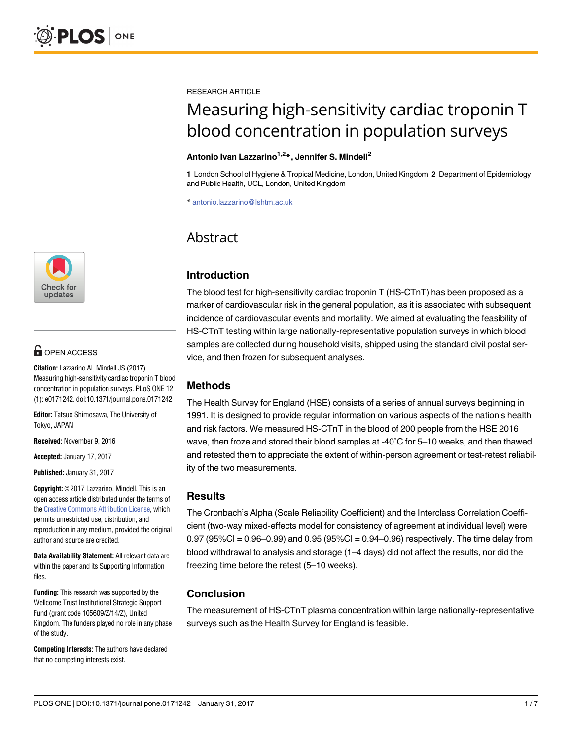RESEARCH ARTICLE

# Measuring high-sensitivity cardiac troponin T blood concentration in population surveys

**Antonio Ivan Lazzarino[1,2]*, Jennifer S. Mindell[2]**

**1** London School of Hygiene & Tropical Medicine, London, United Kingdom, **2** Department of Epidemiology and Public Health, UCL, London, United Kingdom

* antonio.lazzarino@lshtm.ac.uk

OPEN ACCESS

**Citation:** Lazzarino AI, Mindell JS (2017) Measuring high-sensitivity cardiac troponin T blood concentration in population surveys. PLoS ONE 12 (1): e0171242. doi:10.1371/journal.pone.0171242

**Editor:** Tatsuo Shimosawa, The University of Tokyo, JAPAN

**Received:** November 9, 2016

**Accepted:** January 17, 2017

**Published:** January 31, 2017

**Copyright:** © 2017 Lazzarino, Mindell. This is an open access article distributed under the terms of the Creative Commons Attribution License, which permits unrestricted use, distribution, and reproduction in any medium, provided the original author and source are credited.

**Data Availability Statement:** All relevant data are within the paper and its Supporting Information files.

**Funding:** This research was supported by the Wellcome Trust Institutional Strategic Support Fund (grant code 105609/Z/14/Z), United Kingdom. The funders played no role in any phase of the study.

**Competing Interests:** The authors have declared that no competing interests exist.

## Abstract

### Introduction

The blood test for high-sensitivity cardiac troponin T (HS-CTnT) has been proposed as a marker of cardiovascular risk in the general population, as it is associated with subsequent incidence of cardiovascular events and mortality. We aimed at evaluating the feasibility of HS-CTnT testing within large nationally-representative population surveys in which blood samples are collected during household visits, shipped using the standard civil postal service, and then frozen for subsequent analyses.

### Methods

The Health Survey for England (HSE) consists of a series of annual surveys beginning in 1991. It is designed to provide regular information on various aspects of the nation's health and risk factors. We measured HS-CTnT in the blood of 200 people from the HSE 2016 wave, then froze and stored their blood samples at -40˚C for 5–10 weeks, and then thawed and retested them to appreciate the extent of within-person agreement or test-retest reliability of the two measurements.

### Results

The Cronbach's Alpha (Scale Reliability Coefficient) and the Interclass Correlation Coefficient (two-way mixed-effects model for consistency of agreement at individual level) were 0.97 (95%CI = 0.96–0.99) and 0.95 (95%CI = 0.94–0.96) respectively. The time delay from blood withdrawal to analysis and storage (1–4 days) did not affect the results, nor did the freezing time before the retest (5–10 weeks).

### Conclusion

The measurement of HS-CTnT plasma concentration within large nationally-representative surveys such as the Health Survey for England is feasible.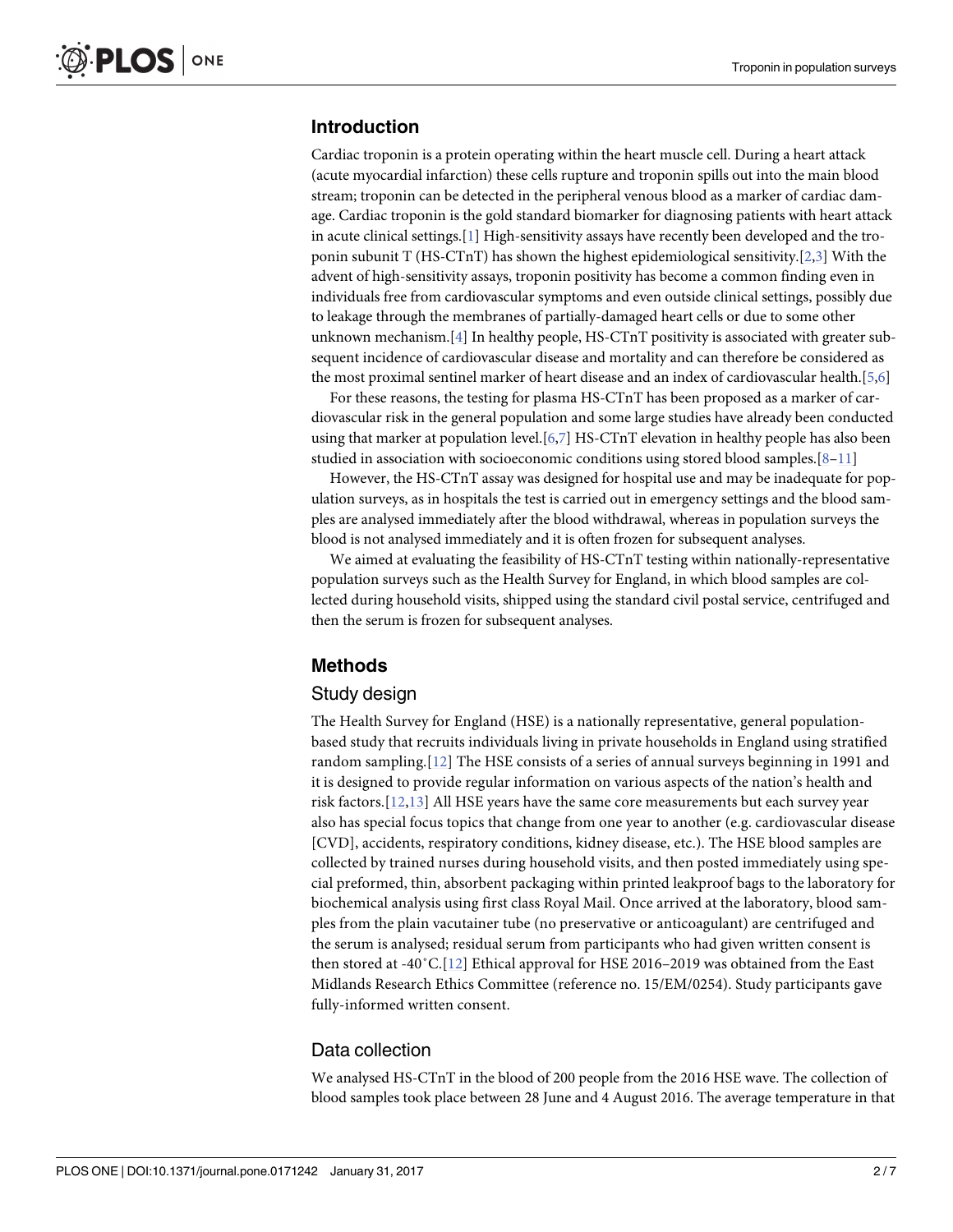## Introduction

Cardiac troponin is a protein operating within the heart muscle cell. During a heart attack (acute myocardial infarction) these cells rupture and troponin spills out into the main blood stream; troponin can be detected in the peripheral venous blood as a marker of cardiac damage. Cardiac troponin is the gold standard biomarker for diagnosing patients with heart attack in acute clinical settings.[1] High-sensitivity assays have recently been developed and the troponin subunit T (HS-CTnT) has shown the highest epidemiological sensitivity.[2,3] With the advent of high-sensitivity assays, troponin positivity has become a common finding even in individuals free from cardiovascular symptoms and even outside clinical settings, possibly due to leakage through the membranes of partially-damaged heart cells or due to some other unknown mechanism.[4] In healthy people, HS-CTnT positivity is associated with greater subsequent incidence of cardiovascular disease and mortality and can therefore be considered as the most proximal sentinel marker of heart disease and an index of cardiovascular health.[5,6]

For these reasons, the testing for plasma HS-CTnT has been proposed as a marker of cardiovascular risk in the general population and some large studies have already been conducted using that marker at population level.[6,7] HS-CTnT elevation in healthy people has also been studied in association with socioeconomic conditions using stored blood samples.[8–11]

However, the HS-CTnT assay was designed for hospital use and may be inadequate for population surveys, as in hospitals the test is carried out in emergency settings and the blood samples are analysed immediately after the blood withdrawal, whereas in population surveys the blood is not analysed immediately and it is often frozen for subsequent analyses.

We aimed at evaluating the feasibility of HS-CTnT testing within nationally-representative population surveys such as the Health Survey for England, in which blood samples are collected during household visits, shipped using the standard civil postal service, centrifuged and then the serum is frozen for subsequent analyses.

## Methods

### Study design

The Health Survey for England (HSE) is a nationally representative, general population-based study that recruits individuals living in private households in England using stratified random sampling.[12] The HSE consists of a series of annual surveys beginning in 1991 and it is designed to provide regular information on various aspects of the nation's health and risk factors.[12,13] All HSE years have the same core measurements but each survey year also has special focus topics that change from one year to another (e.g. cardiovascular disease [CVD], accidents, respiratory conditions, kidney disease, etc.). The HSE blood samples are collected by trained nurses during household visits, and then posted immediately using special preformed, thin, absorbent packaging within printed leakproof bags to the laboratory for biochemical analysis using first class Royal Mail. Once arrived at the laboratory, blood samples from the plain vacutainer tube (no preservative or anticoagulant) are centrifuged and the serum is analysed; residual serum from participants who had given written consent is then stored at -40˚C.[12] Ethical approval for HSE 2016–2019 was obtained from the East Midlands Research Ethics Committee (reference no. 15/EM/0254). Study participants gave fully-informed written consent.

### Data collection

We analysed HS-CTnT in the blood of 200 people from the 2016 HSE wave. The collection of blood samples took place between 28 June and 4 August 2016. The average temperature in that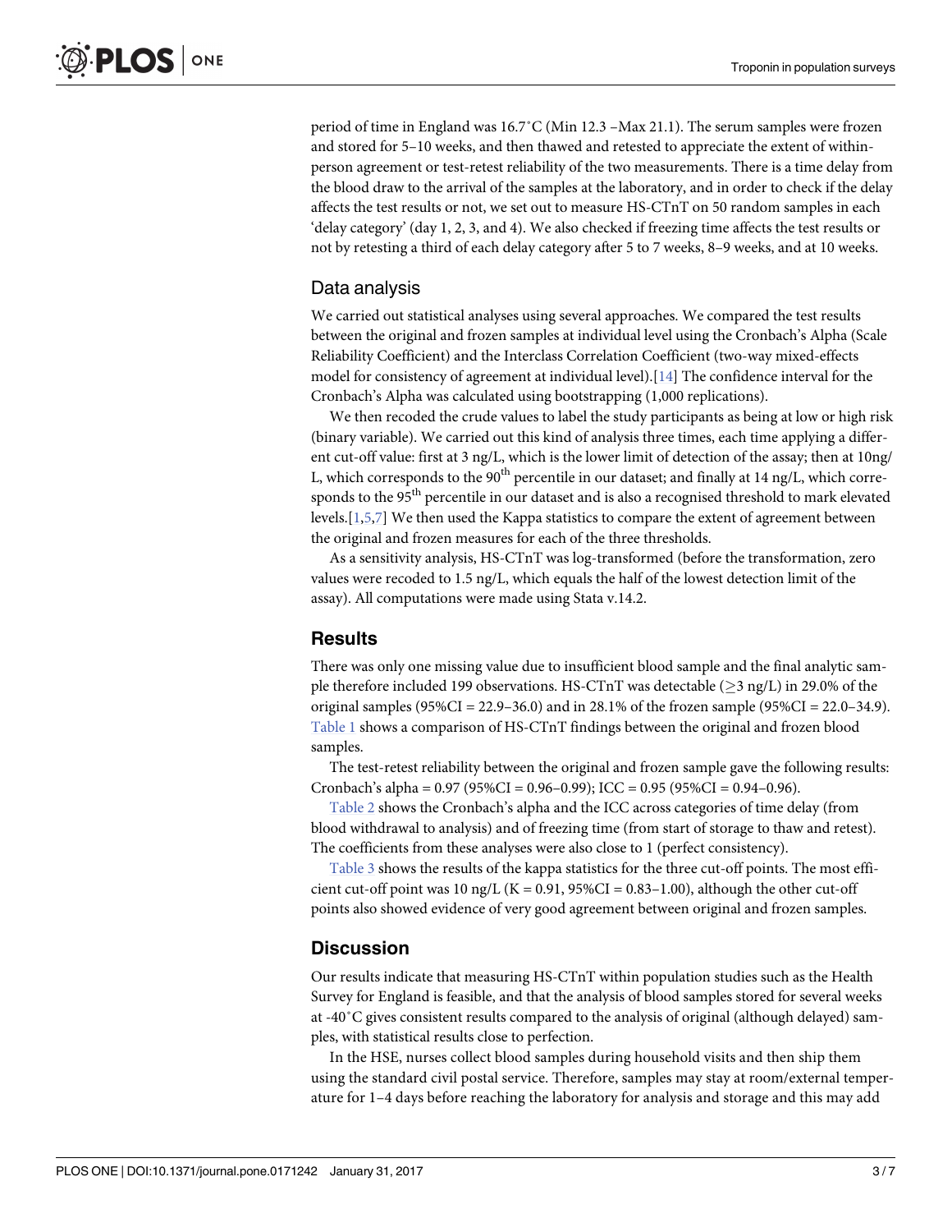period of time in England was 16.7˚C (Min 12.3 –Max 21.1). The serum samples were frozen and stored for 5–10 weeks, and then thawed and retested to appreciate the extent of within-person agreement or test-retest reliability of the two measurements. There is a time delay from the blood draw to the arrival of the samples at the laboratory, and in order to check if the delay affects the test results or not, we set out to measure HS-CTnT on 50 random samples in each 'delay category' (day 1, 2, 3, and 4). We also checked if freezing time affects the test results or not by retesting a third of each delay category after 5 to 7 weeks, 8–9 weeks, and at 10 weeks.

## Data analysis

We carried out statistical analyses using several approaches. We compared the test results between the original and frozen samples at individual level using the Cronbach's Alpha (Scale Reliability Coefficient) and the Interclass Correlation Coefficient (two-way mixed-effects model for consistency of agreement at individual level).[14] The confidence interval for the Cronbach's Alpha was calculated using bootstrapping (1,000 replications).

We then recoded the crude values to label the study participants as being at low or high risk (binary variable). We carried out this kind of analysis three times, each time applying a different cut-off value: first at 3 ng/L, which is the lower limit of detection of the assay; then at 10ng/L, which corresponds to the 90$^{th}$ percentile in our dataset; and finally at 14 ng/L, which corresponds to the 95$^{th}$ percentile in our dataset and is also a recognised threshold to mark elevated levels.[1,5,7] We then used the Kappa statistics to compare the extent of agreement between the original and frozen measures for each of the three thresholds.

As a sensitivity analysis, HS-CTnT was log-transformed (before the transformation, zero values were recoded to 1.5 ng/L, which equals the half of the lowest detection limit of the assay). All computations were made using Stata v.14.2.

# Results

There was only one missing value due to insufficient blood sample and the final analytic sample therefore included 199 observations. HS-CTnT was detectable ($\geq$3 ng/L) in 29.0% of the original samples (95%CI = 22.9–36.0) and in 28.1% of the frozen sample (95%CI = 22.0–34.9). Table 1 shows a comparison of HS-CTnT findings between the original and frozen blood samples.

The test-retest reliability between the original and frozen sample gave the following results: Cronbach's alpha = 0.97 (95%CI = 0.96–0.99); ICC = 0.95 (95%CI = 0.94–0.96).

Table 2 shows the Cronbach's alpha and the ICC across categories of time delay (from blood withdrawal to analysis) and of freezing time (from start of storage to thaw and retest). The coefficients from these analyses were also close to 1 (perfect consistency).

Table 3 shows the results of the kappa statistics for the three cut-off points. The most efficient cut-off point was 10 ng/L (K = 0.91, 95%CI = 0.83–1.00), although the other cut-off points also showed evidence of very good agreement between original and frozen samples.

# Discussion

Our results indicate that measuring HS-CTnT within population studies such as the Health Survey for England is feasible, and that the analysis of blood samples stored for several weeks at -40˚C gives consistent results compared to the analysis of original (although delayed) samples, with statistical results close to perfection.

In the HSE, nurses collect blood samples during household visits and then ship them using the standard civil postal service. Therefore, samples may stay at room/external temperature for 1–4 days before reaching the laboratory for analysis and storage and this may add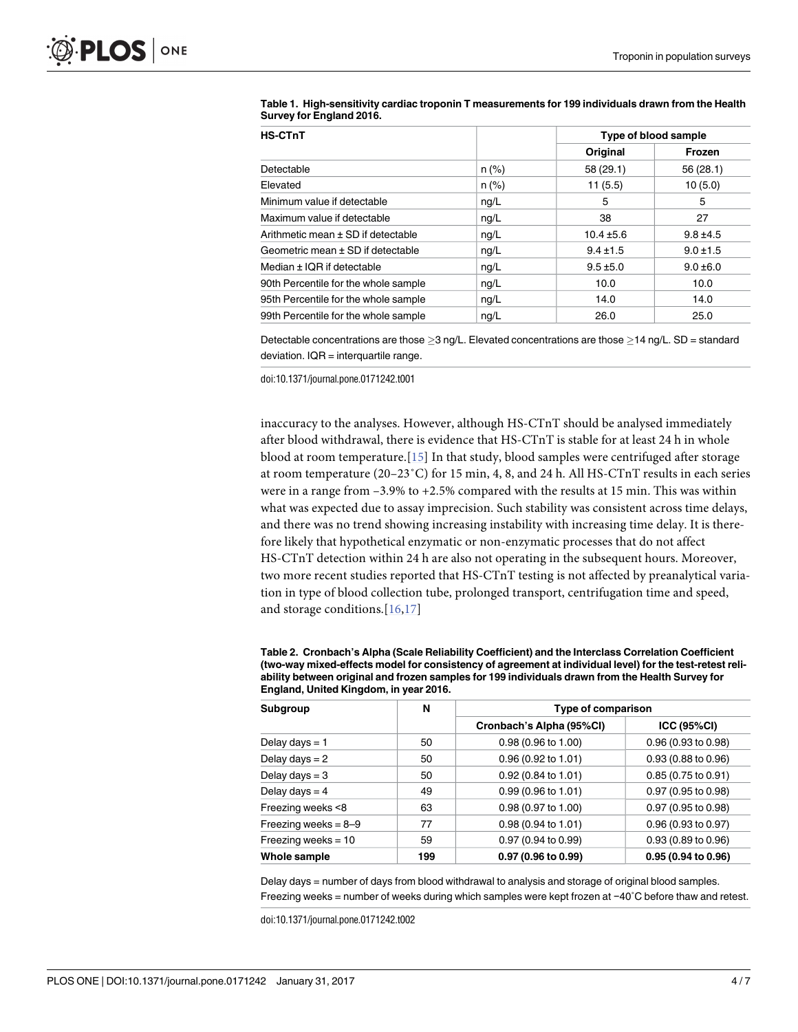**Table 1. High-sensitivity cardiac troponin T measurements for 199 individuals drawn from the Health Survey for England 2016.**

| HS-CTnT | | Type of blood sample | |
|---|---|---|---|
| | | Original | Frozen |
| Detectable | n (%) | 58 (29.1) | 56 (28.1) |
| Elevated | n (%) | 11 (5.5) | 10 (5.0) |
| Minimum value if detectable | ng/L | 5 | 5 |
| Maximum value if detectable | ng/L | 38 | 27 |
| Arithmetic mean ± SD if detectable | ng/L | 10.4 ±5.6 | 9.8 ±4.5 |
| Geometric mean ± SD if detectable | ng/L | 9.4 ±1.5 | 9.0 ±1.5 |
| Median ± IQR if detectable | ng/L | 9.5 ±5.0 | 9.0 ±6.0 |
| 90th Percentile for the whole sample | ng/L | 10.0 | 10.0 |
| 95th Percentile for the whole sample | ng/L | 14.0 | 14.0 |
| 99th Percentile for the whole sample | ng/L | 26.0 | 25.0 |

Detectable concentrations are those ≥3 ng/L. Elevated concentrations are those ≥14 ng/L. SD = standard deviation. IQR = interquartile range.

doi:10.1371/journal.pone.0171242.t001

inaccuracy to the analyses. However, although HS-CTnT should be analysed immediately after blood withdrawal, there is evidence that HS-CTnT is stable for at least 24 h in whole blood at room temperature.[15] In that study, blood samples were centrifuged after storage at room temperature (20–23˚C) for 15 min, 4, 8, and 24 h. All HS-CTnT results in each series were in a range from –3.9% to +2.5% compared with the results at 15 min. This was within what was expected due to assay imprecision. Such stability was consistent across time delays, and there was no trend showing increasing instability with increasing time delay. It is therefore likely that hypothetical enzymatic or non-enzymatic processes that do not affect HS-CTnT detection within 24 h are also not operating in the subsequent hours. Moreover, two more recent studies reported that HS-CTnT testing is not affected by preanalytical variation in type of blood collection tube, prolonged transport, centrifugation time and speed, and storage conditions.[16,17]

**Table 2. Cronbach's Alpha (Scale Reliability Coefficient) and the Interclass Correlation Coefficient (two-way mixed-effects model for consistency of agreement at individual level) for the test-retest reliability between original and frozen samples for 199 individuals drawn from the Health Survey for England, United Kingdom, in year 2016.**

| Subgroup | N | Type of comparison | |
|---|---|---|---|
| | | Cronbach's Alpha (95%CI) | ICC (95%CI) |
| Delay days = 1 | 50 | 0.98 (0.96 to 1.00) | 0.96 (0.93 to 0.98) |
| Delay days = 2 | 50 | 0.96 (0.92 to 1.01) | 0.93 (0.88 to 0.96) |
| Delay days = 3 | 50 | 0.92 (0.84 to 1.01) | 0.85 (0.75 to 0.91) |
| Delay days = 4 | 49 | 0.99 (0.96 to 1.01) | 0.97 (0.95 to 0.98) |
| Freezing weeks <8 | 63 | 0.98 (0.97 to 1.00) | 0.97 (0.95 to 0.98) |
| Freezing weeks = 8–9 | 77 | 0.98 (0.94 to 1.01) | 0.96 (0.93 to 0.97) |
| Freezing weeks = 10 | 59 | 0.97 (0.94 to 0.99) | 0.93 (0.89 to 0.96) |
| **Whole sample** | **199** | **0.97 (0.96 to 0.99)** | **0.95 (0.94 to 0.96)** |

Delay days = number of days from blood withdrawal to analysis and storage of original blood samples. Freezing weeks = number of weeks during which samples were kept frozen at −40˚C before thaw and retest.

doi:10.1371/journal.pone.0171242.t002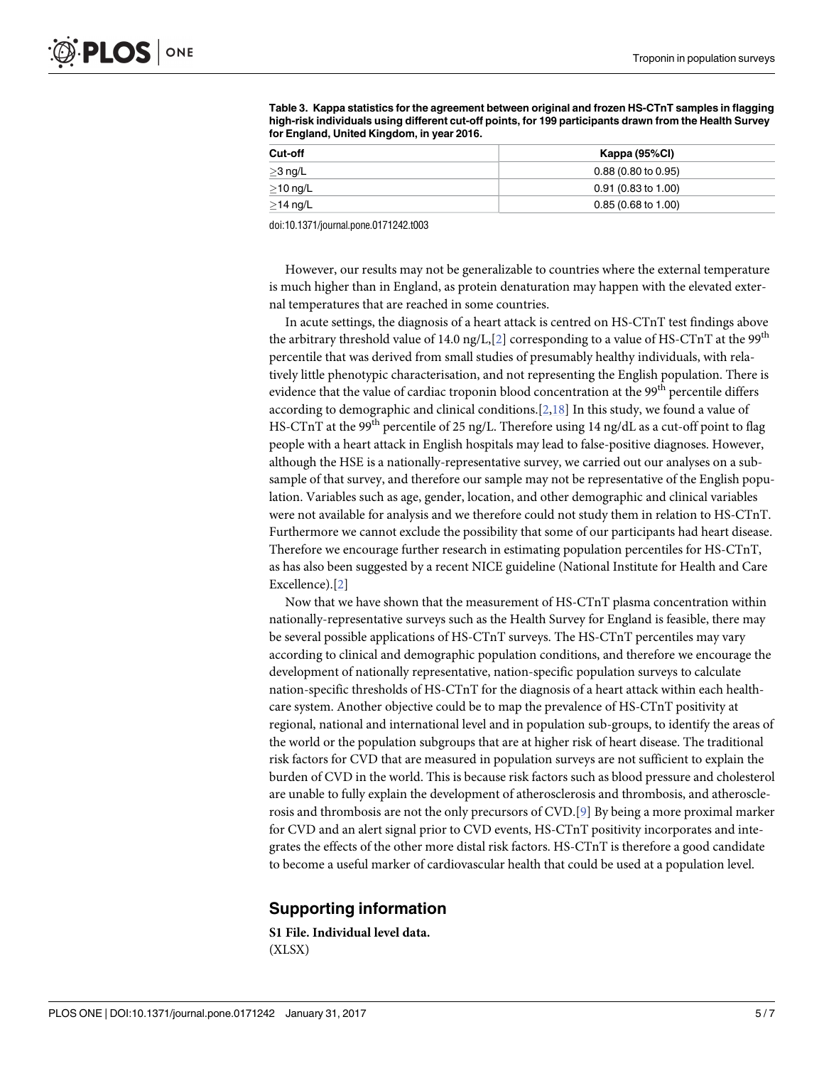**Table 3. Kappa statistics for the agreement between original and frozen HS-CTnT samples in flagging high-risk individuals using different cut-off points, for 199 participants drawn from the Health Survey for England, United Kingdom, in year 2016.**

| Cut-off | Kappa (95%CI) |
|---|---|
| ≥3 ng/L | 0.88 (0.80 to 0.95) |
| ≥10 ng/L | 0.91 (0.83 to 1.00) |
| ≥14 ng/L | 0.85 (0.68 to 1.00) |

doi:10.1371/journal.pone.0171242.t003

However, our results may not be generalizable to countries where the external temperature is much higher than in England, as protein denaturation may happen with the elevated external temperatures that are reached in some countries.

In acute settings, the diagnosis of a heart attack is centred on HS-CTnT test findings above the arbitrary threshold value of 14.0 ng/L,[2] corresponding to a value of HS-CTnT at the 99$^{th}$ percentile that was derived from small studies of presumably healthy individuals, with relatively little phenotypic characterisation, and not representing the English population. There is evidence that the value of cardiac troponin blood concentration at the 99$^{th}$ percentile differs according to demographic and clinical conditions.[2,18] In this study, we found a value of HS-CTnT at the 99$^{th}$ percentile of 25 ng/L. Therefore using 14 ng/dL as a cut-off point to flag people with a heart attack in English hospitals may lead to false-positive diagnoses. However, although the HSE is a nationally-representative survey, we carried out our analyses on a sub-sample of that survey, and therefore our sample may not be representative of the English population. Variables such as age, gender, location, and other demographic and clinical variables were not available for analysis and we therefore could not study them in relation to HS-CTnT. Furthermore we cannot exclude the possibility that some of our participants had heart disease. Therefore we encourage further research in estimating population percentiles for HS-CTnT, as has also been suggested by a recent NICE guideline (National Institute for Health and Care Excellence).[2]

Now that we have shown that the measurement of HS-CTnT plasma concentration within nationally-representative surveys such as the Health Survey for England is feasible, there may be several possible applications of HS-CTnT surveys. The HS-CTnT percentiles may vary according to clinical and demographic population conditions, and therefore we encourage the development of nationally representative, nation-specific population surveys to calculate nation-specific thresholds of HS-CTnT for the diagnosis of a heart attack within each healthcare system. Another objective could be to map the prevalence of HS-CTnT positivity at regional, national and international level and in population sub-groups, to identify the areas of the world or the population subgroups that are at higher risk of heart disease. The traditional risk factors for CVD that are measured in population surveys are not sufficient to explain the burden of CVD in the world. This is because risk factors such as blood pressure and cholesterol are unable to fully explain the development of atherosclerosis and thrombosis, and atherosclerosis and thrombosis are not the only precursors of CVD.[9] By being a more proximal marker for CVD and an alert signal prior to CVD events, HS-CTnT positivity incorporates and integrates the effects of the other more distal risk factors. HS-CTnT is therefore a good candidate to become a useful marker of cardiovascular health that could be used at a population level.

## Supporting information

**S1 File. Individual level data.**
(XLSX)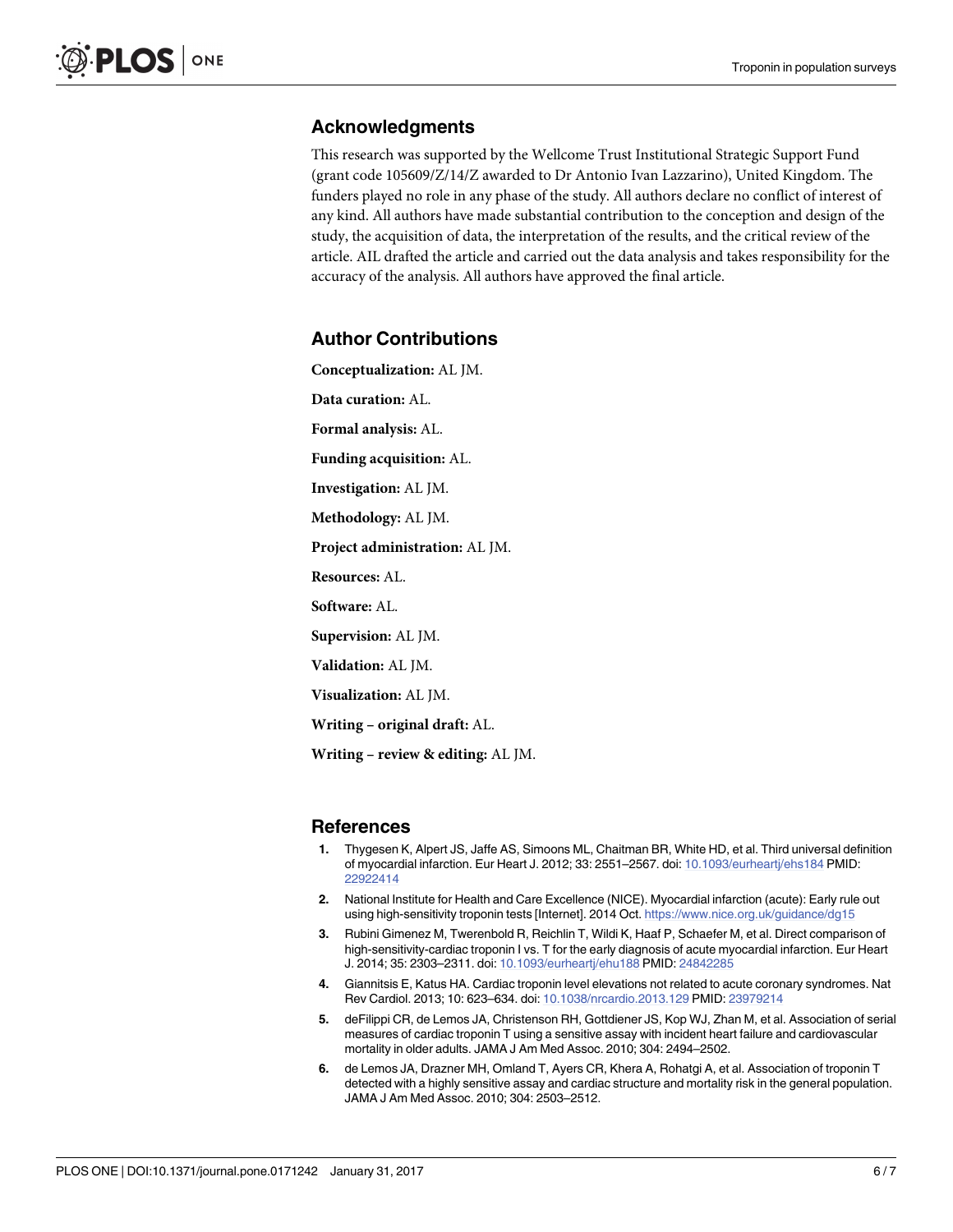## Acknowledgments

This research was supported by the Wellcome Trust Institutional Strategic Support Fund (grant code 105609/Z/14/Z awarded to Dr Antonio Ivan Lazzarino), United Kingdom. The funders played no role in any phase of the study. All authors declare no conflict of interest of any kind. All authors have made substantial contribution to the conception and design of the study, the acquisition of data, the interpretation of the results, and the critical review of the article. AIL drafted the article and carried out the data analysis and takes responsibility for the accuracy of the analysis. All authors have approved the final article.

## Author Contributions

**Conceptualization:** AL JM.

**Data curation:** AL.

**Formal analysis:** AL.

**Funding acquisition:** AL.

**Investigation:** AL JM.

**Methodology:** AL JM.

**Project administration:** AL JM.

**Resources:** AL.

**Software:** AL.

**Supervision:** AL JM.

**Validation:** AL JM.

**Visualization:** AL JM.

**Writing – original draft:** AL.

**Writing – review & editing:** AL JM.

## References

1. Thygesen K, Alpert JS, Jaffe AS, Simoons ML, Chaitman BR, White HD, et al. Third universal definition of myocardial infarction. Eur Heart J. 2012; 33: 2551–2567. doi: 10.1093/eurheartj/ehs184 PMID: 22922414
2. National Institute for Health and Care Excellence (NICE). Myocardial infarction (acute): Early rule out using high-sensitivity troponin tests [Internet]. 2014 Oct. https://www.nice.org.uk/guidance/dg15
3. Rubini Gimenez M, Twerenbold R, Reichlin T, Wildi K, Haaf P, Schaefer M, et al. Direct comparison of high-sensitivity-cardiac troponin I vs. T for the early diagnosis of acute myocardial infarction. Eur Heart J. 2014; 35: 2303–2311. doi: 10.1093/eurheartj/ehu188 PMID: 24842285
4. Giannitsis E, Katus HA. Cardiac troponin level elevations not related to acute coronary syndromes. Nat Rev Cardiol. 2013; 10: 623–634. doi: 10.1038/nrcardio.2013.129 PMID: 23979214
5. deFilippi CR, de Lemos JA, Christenson RH, Gottdiener JS, Kop WJ, Zhan M, et al. Association of serial measures of cardiac troponin T using a sensitive assay with incident heart failure and cardiovascular mortality in older adults. JAMA J Am Med Assoc. 2010; 304: 2494–2502.
6. de Lemos JA, Drazner MH, Omland T, Ayers CR, Khera A, Rohatgi A, et al. Association of troponin T detected with a highly sensitive assay and cardiac structure and mortality risk in the general population. JAMA J Am Med Assoc. 2010; 304: 2503–2512.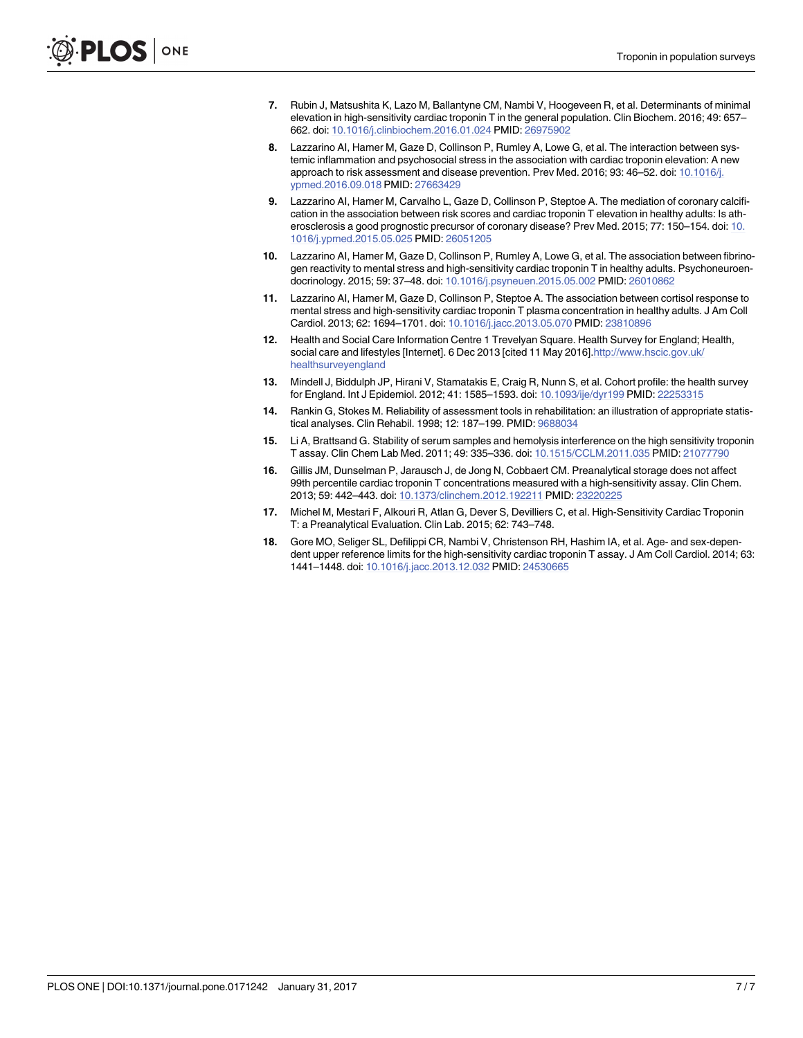7. Rubin J, Matsushita K, Lazo M, Ballantyne CM, Nambi V, Hoogeveen R, et al. Determinants of minimal elevation in high-sensitivity cardiac troponin T in the general population. Clin Biochem. 2016; 49: 657–662. doi: 10.1016/j.clinbiochem.2016.01.024 PMID: 26975902
8. Lazzarino AI, Hamer M, Gaze D, Collinson P, Rumley A, Lowe G, et al. The interaction between systemic inflammation and psychosocial stress in the association with cardiac troponin elevation: A new approach to risk assessment and disease prevention. Prev Med. 2016; 93: 46–52. doi: 10.1016/j.ypmed.2016.09.018 PMID: 27663429
9. Lazzarino AI, Hamer M, Carvalho L, Gaze D, Collinson P, Steptoe A. The mediation of coronary calcification in the association between risk scores and cardiac troponin T elevation in healthy adults: Is atherosclerosis a good prognostic precursor of coronary disease? Prev Med. 2015; 77: 150–154. doi: 10.1016/j.ypmed.2015.05.025 PMID: 26051205
10. Lazzarino AI, Hamer M, Gaze D, Collinson P, Rumley A, Lowe G, et al. The association between fibrinogen reactivity to mental stress and high-sensitivity cardiac troponin T in healthy adults. Psychoneuroendocrinology. 2015; 59: 37–48. doi: 10.1016/j.psyneuen.2015.05.002 PMID: 26010862
11. Lazzarino AI, Hamer M, Gaze D, Collinson P, Steptoe A. The association between cortisol response to mental stress and high-sensitivity cardiac troponin T plasma concentration in healthy adults. J Am Coll Cardiol. 2013; 62: 1694–1701. doi: 10.1016/j.jacc.2013.05.070 PMID: 23810896
12. Health and Social Care Information Centre 1 Trevelyan Square. Health Survey for England; Health, social care and lifestyles [Internet]. 6 Dec 2013 [cited 11 May 2016].http://www.hscic.gov.uk/healthsurveyengland
13. Mindell J, Biddulph JP, Hirani V, Stamatakis E, Craig R, Nunn S, et al. Cohort profile: the health survey for England. Int J Epidemiol. 2012; 41: 1585–1593. doi: 10.1093/ije/dyr199 PMID: 22253315
14. Rankin G, Stokes M. Reliability of assessment tools in rehabilitation: an illustration of appropriate statistical analyses. Clin Rehabil. 1998; 12: 187–199. PMID: 9688034
15. Li A, Brattsand G. Stability of serum samples and hemolysis interference on the high sensitivity troponin T assay. Clin Chem Lab Med. 2011; 49: 335–336. doi: 10.1515/CCLM.2011.035 PMID: 21077790
16. Gillis JM, Dunselman P, Jarausch J, de Jong N, Cobbaert CM. Preanalytical storage does not affect 99th percentile cardiac troponin T concentrations measured with a high-sensitivity assay. Clin Chem. 2013; 59: 442–443. doi: 10.1373/clinchem.2012.192211 PMID: 23220225
17. Michel M, Mestari F, Alkouri R, Atlan G, Dever S, Devilliers C, et al. High-Sensitivity Cardiac Troponin T: a Preanalytical Evaluation. Clin Lab. 2015; 62: 743–748.
18. Gore MO, Seliger SL, Defilippi CR, Nambi V, Christenson RH, Hashim IA, et al. Age- and sex-dependent upper reference limits for the high-sensitivity cardiac troponin T assay. J Am Coll Cardiol. 2014; 63: 1441–1448. doi: 10.1016/j.jacc.2013.12.032 PMID: 24530665